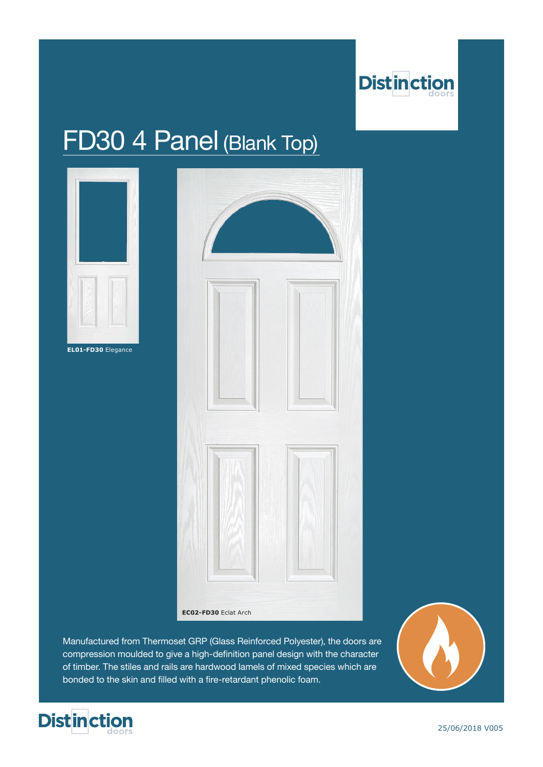Distinction doors

# FD30 4 Panel (Blank Top)

**EL01-FD30** Elegance

**EC02-FD30** Eclat Arch

Manufactured from Thermoset GRP (Glass Reinforced Polyester), the doors are compression moulded to give a high-definition panel design with the character of timber. The stiles and rails are hardwood lamels of mixed species which are bonded to the skin and filled with a fire-retardant phenolic foam.

Distinction doors

25/06/2018 V005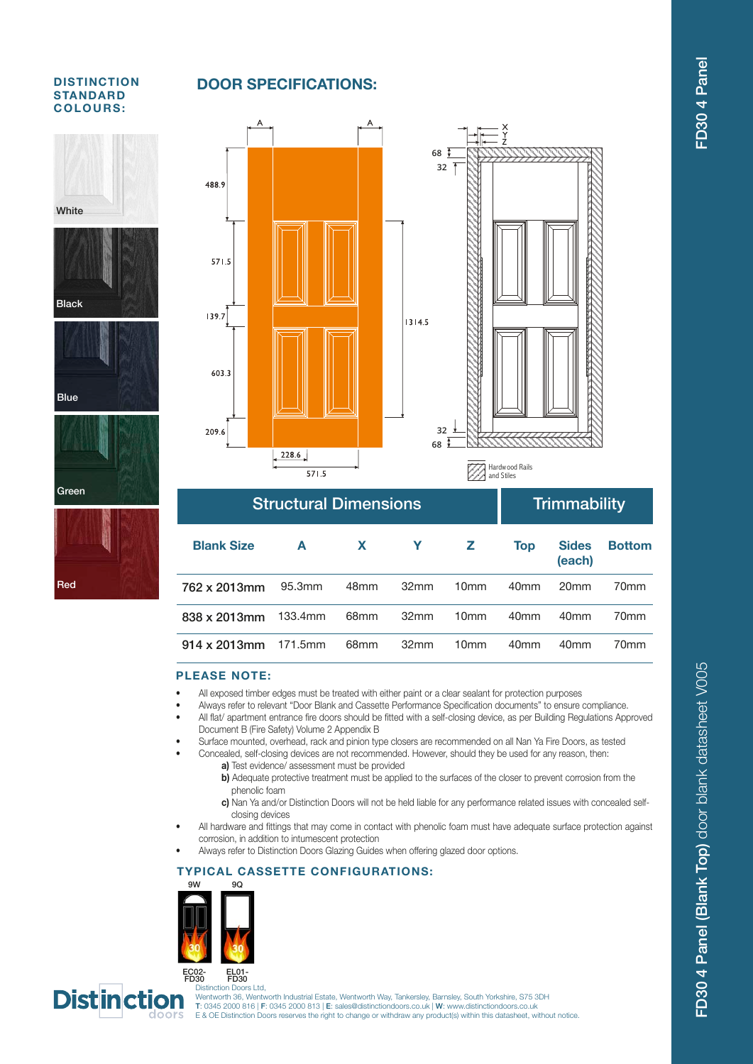# DOOR SPECIFICATIONS:

**DISTINCTION STANDARD COLOURS:**

White

Black

Blue

Green

Red

A
A
488.9
571.5
139.7
603.3
209.6
228.6
571.5
1314.5
68
32
32
68
X
Y
Z
Hardwood Rails and Stiles

| Structural Dimensions | | | | | Trimmability | | |
|---|---|---|---|---|---|---|---|
| **Blank Size** | **A** | **X** | **Y** | **Z** | **Top** | **Sides (each)** | **Bottom** |
| 762 x 2013mm | 95.3mm | 48mm | 32mm | 10mm | 40mm | 20mm | 70mm |
| 838 x 2013mm | 133.4mm | 68mm | 32mm | 10mm | 40mm | 40mm | 70mm |
| 914 x 2013mm | 171.5mm | 68mm | 32mm | 10mm | 40mm | 40mm | 70mm |

## PLEASE NOTE:

- All exposed timber edges must be treated with either paint or a clear sealant for protection purposes
- Always refer to relevant "Door Blank and Cassette Performance Specification documents" to ensure compliance.
- All flat/ apartment entrance fire doors should be fitted with a self-closing device, as per Building Regulations Approved Document B (Fire Safety) Volume 2 Appendix B
- Surface mounted, overhead, rack and pinion type closers are recommended on all Nan Ya Fire Doors, as tested
- Concealed, self-closing devices are not recommended. However, should they be used for any reason, then:
  - **a)** Test evidence/ assessment must be provided
  - **b)** Adequate protective treatment must be applied to the surfaces of the closer to prevent corrosion from the phenolic foam
  - **c)** Nan Ya and/or Distinction Doors will not be held liable for any performance related issues with concealed self-closing devices
- All hardware and fittings that may come in contact with phenolic foam must have adequate surface protection against corrosion, in addition to intumescent protection
- Always refer to Distinction Doors Glazing Guides when offering glazed door options.

## TYPICAL CASSETTE CONFIGURATIONS:

9W
9Q

EC02-FD30
EL01-FD30

Distinction Doors Ltd,
Wentworth 36, Wentworth Industrial Estate, Wentworth Way, Tankersley, Barnsley, South Yorkshire, S75 3DH
T: 0345 2000 816 | F: 0345 2000 813 | E: sales@distinctiondoors.co.uk | W: www.distinctiondoors.co.uk
E & OE Distinction Doors reserves the right to change or withdraw any product(s) within this datasheet, without notice.